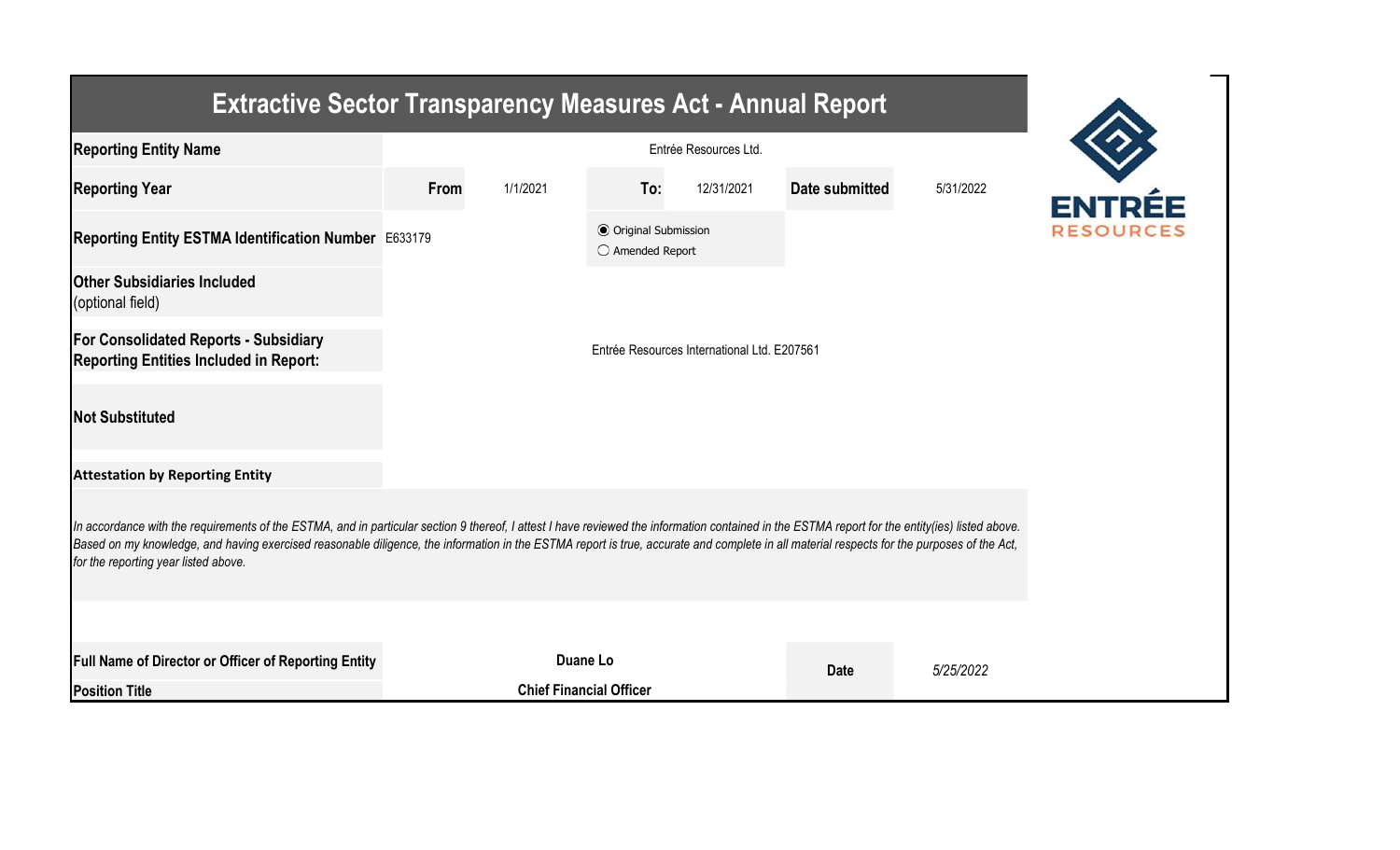# Extractive Sector Transparency Measures Act - Annual Report

| | | | | | | |
|---|---|---|---|---|---|---|
| **Reporting Entity Name** | Entrée Resources Ltd. | | | | | |
| **Reporting Year** | **From** | 1/1/2021 | **To:** | 12/31/2021 | **Date submitted** | 5/31/2022 |
| **Reporting Entity ESTMA Identification Number** | E633179 | | ◉ Original Submission<br>○ Amended Report | | | |
| **Other Subsidiaries Included** (optional field) | | | | | | |
| **For Consolidated Reports - Subsidiary Reporting Entities Included in Report:** | Entrée Resources International Ltd. E207561 | | | | | |
| **Not Substituted** | | | | | | |

**Attestation by Reporting Entity**

*In accordance with the requirements of the ESTMA, and in particular section 9 thereof, I attest I have reviewed the information contained in the ESTMA report for the entity(ies) listed above. Based on my knowledge, and having exercised reasonable diligence, the information in the ESTMA report is true, accurate and complete in all material respects for the purposes of the Act, for the reporting year listed above.*

| | | | |
|---|---|---|---|
| **Full Name of Director or Officer of Reporting Entity** | **Duane Lo** | **Date** | *5/25/2022* |
| **Position Title** | **Chief Financial Officer** | | |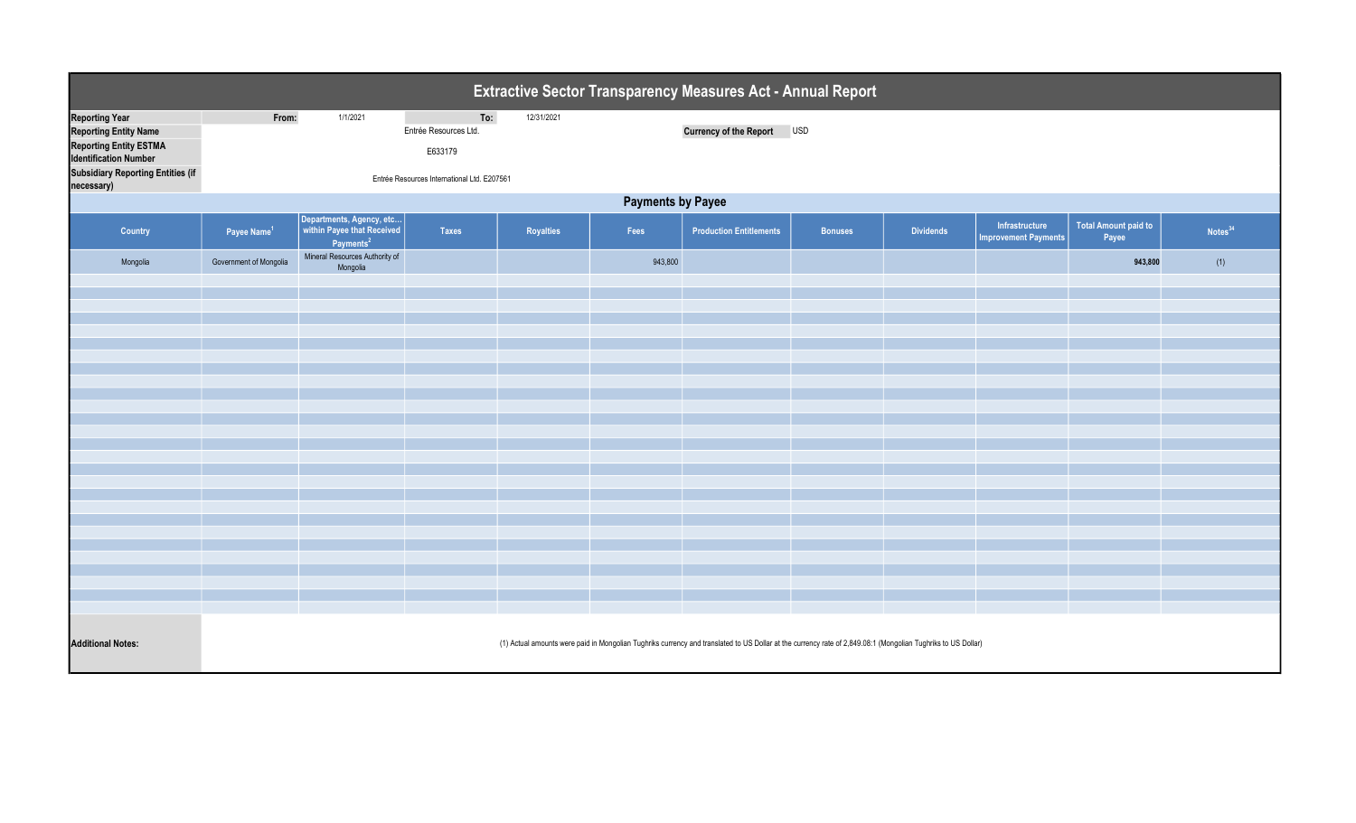# Extractive Sector Transparency Measures Act - Annual Report

| | | | |
|---|---|---|---|
| **Reporting Year** | From: 1/1/2021 | To: 12/31/2021 | |
| **Reporting Entity Name** | Entrée Resources Ltd. | **Currency of the Report** | USD |
| **Reporting Entity ESTMA Identification Number** | E633179 | | |
| **Subsidiary Reporting Entities (if necessary)** | Entrée Resources International Ltd. E207561 | | |

## Payments by Payee

| Country | Payee Name[1] | Departments, Agency, etc... within Payee that Received Payments[2] | Taxes | Royalties | Fees | Production Entitlements | Bonuses | Dividends | Infrastructure Improvement Payments | Total Amount paid to Payee | Notes[34] |
|---|---|---|---|---|---|---|---|---|---|---|---|
| Mongolia | Government of Mongolia | Mineral Resources Authority of Mongolia | | | 943,800 | | | | | **943,800** | (1) |

**Additional Notes:**

(1) Actual amounts were paid in Mongolian Tughriks currency and translated to US Dollar at the currency rate of 2,849.08:1 (Mongolian Tughriks to US Dollar)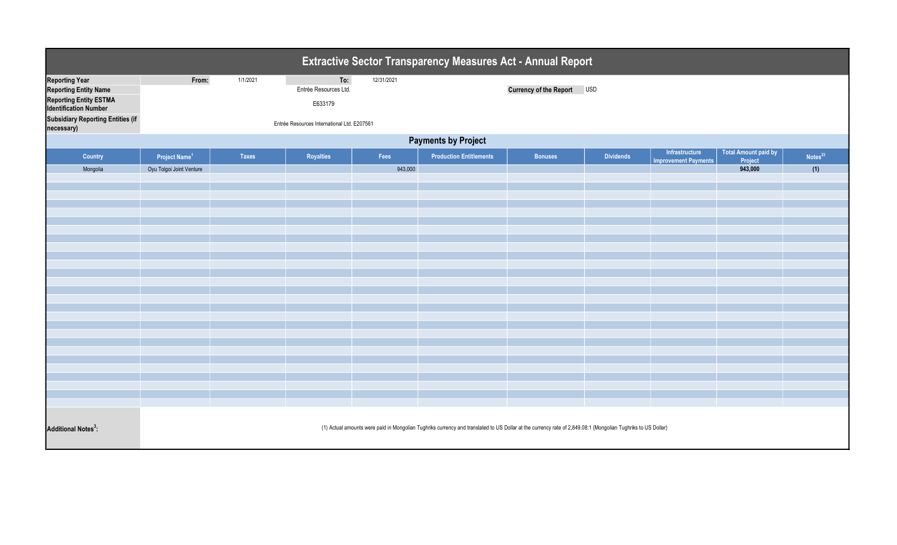# Extractive Sector Transparency Measures Act - Annual Report

| | | | |
|---|---|---|---|
| **Reporting Year** | **From:** 1/1/2021 | **To:** 12/31/2021 | |
| **Reporting Entity Name** | Entrée Resources Ltd. | **Currency of the Report** | USD |
| **Reporting Entity ESTMA Identification Number** | E633179 | | |
| **Subsidiary Reporting Entities (if necessary)** | Entrée Resources International Ltd. E207561 | | |

## Payments by Project

| Country | Project Name[1] | Taxes | Royalties | Fees | Production Entitlements | Bonuses | Dividends | Infrastructure Improvement Payments | Total Amount paid by Project | Notes[23] |
|---|---|---|---|---|---|---|---|---|---|---|
| Mongolia | Oyu Tolgoi Joint Venture | | | 943,000 | | | | | **943,000** | **(1)** |

**Additional Notes[3]:**

(1) Actual amounts were paid in Mongolian Tughriks currency and translated to US Dollar at the currency rate of 2,849.08:1 (Mongolian Tughriks to US Dollar)